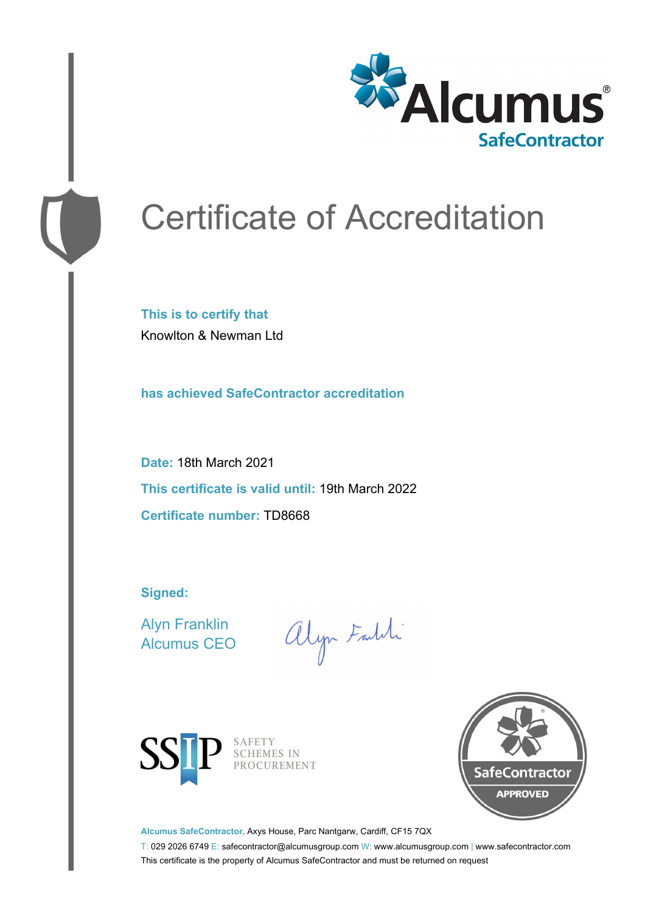Alcumus® SafeContractor

# Certificate of Accreditation

**This is to certify that**

Knowlton & Newman Ltd

**has achieved SafeContractor accreditation**

**Date:** 18th March 2021

**This certificate is valid until:** 19th March 2022

**Certificate number:** TD8668

**Signed:**

Alyn Franklin
Alcumus CEO

SSIP SAFETY SCHEMES IN PROCUREMENT

SafeContractor APPROVED

**Alcumus SafeContractor,** Axys House, Parc Nantgarw, Cardiff, CF15 7QX

T: 029 2026 6749 E: safecontractor@alcumusgroup.com W: www.alcumusgroup.com | www.safecontractor.com

This certificate is the property of Alcumus SafeContractor and must be returned on request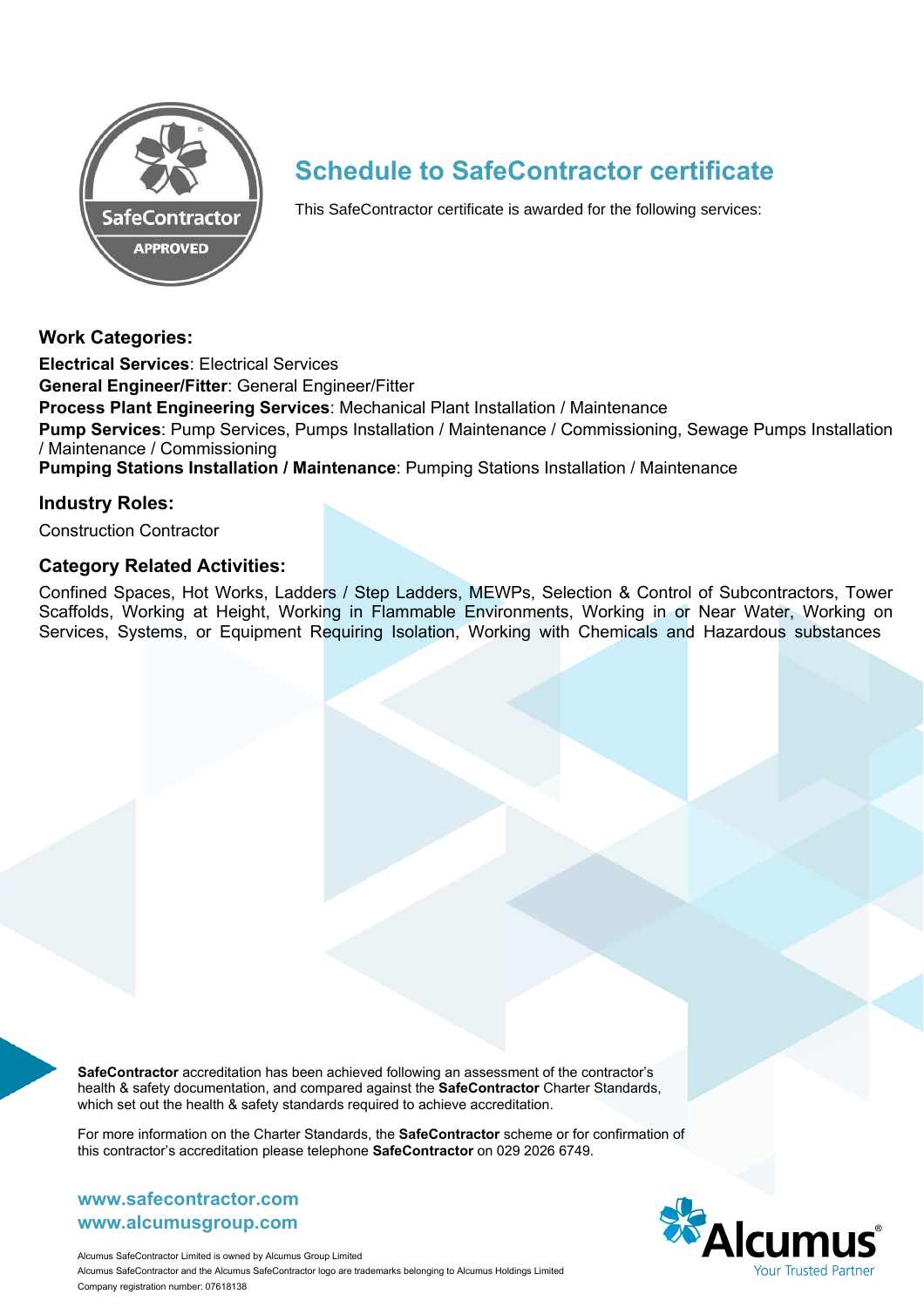# Schedule to SafeContractor certificate

This SafeContractor certificate is awarded for the following services:

## Work Categories:

**Electrical Services**: Electrical Services
**General Engineer/Fitter**: General Engineer/Fitter
**Process Plant Engineering Services**: Mechanical Plant Installation / Maintenance
**Pump Services**: Pump Services, Pumps Installation / Maintenance / Commissioning, Sewage Pumps Installation / Maintenance / Commissioning
**Pumping Stations Installation / Maintenance**: Pumping Stations Installation / Maintenance

## Industry Roles:

Construction Contractor

## Category Related Activities:

Confined Spaces, Hot Works, Ladders / Step Ladders, MEWPs, Selection & Control of Subcontractors, Tower Scaffolds, Working at Height, Working in Flammable Environments, Working in or Near Water, Working on Services, Systems, or Equipment Requiring Isolation, Working with Chemicals and Hazardous substances

**SafeContractor** accreditation has been achieved following an assessment of the contractor's health & safety documentation, and compared against the **SafeContractor** Charter Standards, which set out the health & safety standards required to achieve accreditation.

For more information on the Charter Standards, the **SafeContractor** scheme or for confirmation of this contractor's accreditation please telephone **SafeContractor** on 029 2026 6749.

**www.safecontractor.com**
**www.alcumusgroup.com**

Alcumus SafeContractor Limited is owned by Alcumus Group Limited
Alcumus SafeContractor and the Alcumus SafeContractor logo are trademarks belonging to Alcumus Holdings Limited
Company registration number: 07618138

Alcumus® Your Trusted Partner